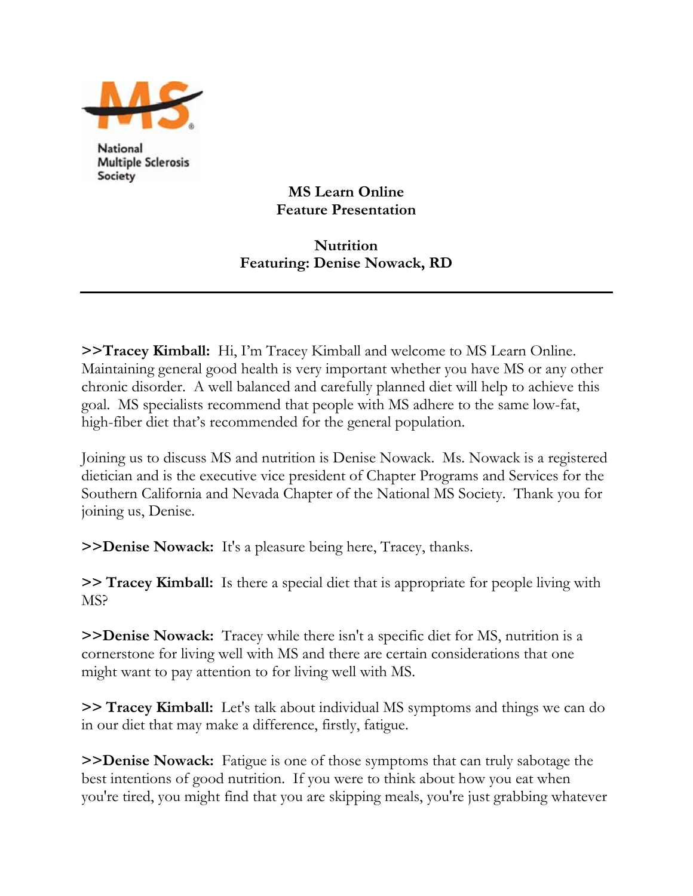National Multiple Sclerosis Society

**MS Learn Online**
**Feature Presentation**

**Nutrition**
**Featuring: Denise Nowack, RD**

---

**>>Tracey Kimball:** Hi, I'm Tracey Kimball and welcome to MS Learn Online. Maintaining general good health is very important whether you have MS or any other chronic disorder. A well balanced and carefully planned diet will help to achieve this goal. MS specialists recommend that people with MS adhere to the same low-fat, high-fiber diet that's recommended for the general population.

Joining us to discuss MS and nutrition is Denise Nowack. Ms. Nowack is a registered dietician and is the executive vice president of Chapter Programs and Services for the Southern California and Nevada Chapter of the National MS Society. Thank you for joining us, Denise.

**>>Denise Nowack:** It's a pleasure being here, Tracey, thanks.

**>> Tracey Kimball:** Is there a special diet that is appropriate for people living with MS?

**>>Denise Nowack:** Tracey while there isn't a specific diet for MS, nutrition is a cornerstone for living well with MS and there are certain considerations that one might want to pay attention to for living well with MS.

**>> Tracey Kimball:** Let's talk about individual MS symptoms and things we can do in our diet that may make a difference, firstly, fatigue.

**>>Denise Nowack:** Fatigue is one of those symptoms that can truly sabotage the best intentions of good nutrition. If you were to think about how you eat when you're tired, you might find that you are skipping meals, you're just grabbing whatever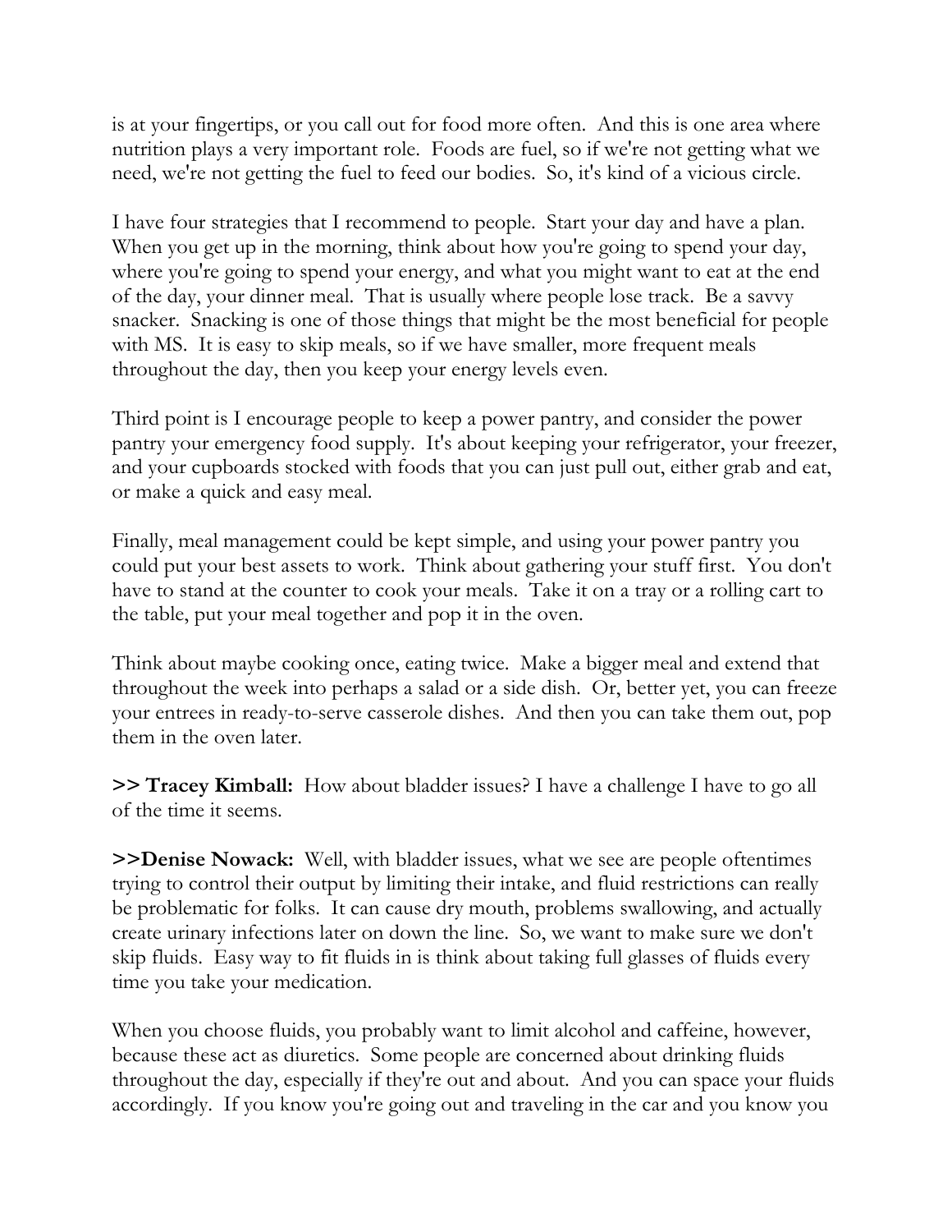is at your fingertips, or you call out for food more often. And this is one area where nutrition plays a very important role. Foods are fuel, so if we're not getting what we need, we're not getting the fuel to feed our bodies. So, it's kind of a vicious circle.

I have four strategies that I recommend to people. Start your day and have a plan. When you get up in the morning, think about how you're going to spend your day, where you're going to spend your energy, and what you might want to eat at the end of the day, your dinner meal. That is usually where people lose track. Be a savvy snacker. Snacking is one of those things that might be the most beneficial for people with MS. It is easy to skip meals, so if we have smaller, more frequent meals throughout the day, then you keep your energy levels even.

Third point is I encourage people to keep a power pantry, and consider the power pantry your emergency food supply. It's about keeping your refrigerator, your freezer, and your cupboards stocked with foods that you can just pull out, either grab and eat, or make a quick and easy meal.

Finally, meal management could be kept simple, and using your power pantry you could put your best assets to work. Think about gathering your stuff first. You don't have to stand at the counter to cook your meals. Take it on a tray or a rolling cart to the table, put your meal together and pop it in the oven.

Think about maybe cooking once, eating twice. Make a bigger meal and extend that throughout the week into perhaps a salad or a side dish. Or, better yet, you can freeze your entrees in ready-to-serve casserole dishes. And then you can take them out, pop them in the oven later.

**>> Tracey Kimball:** How about bladder issues? I have a challenge I have to go all of the time it seems.

**>>Denise Nowack:** Well, with bladder issues, what we see are people oftentimes trying to control their output by limiting their intake, and fluid restrictions can really be problematic for folks. It can cause dry mouth, problems swallowing, and actually create urinary infections later on down the line. So, we want to make sure we don't skip fluids. Easy way to fit fluids in is think about taking full glasses of fluids every time you take your medication.

When you choose fluids, you probably want to limit alcohol and caffeine, however, because these act as diuretics. Some people are concerned about drinking fluids throughout the day, especially if they're out and about. And you can space your fluids accordingly. If you know you're going out and traveling in the car and you know you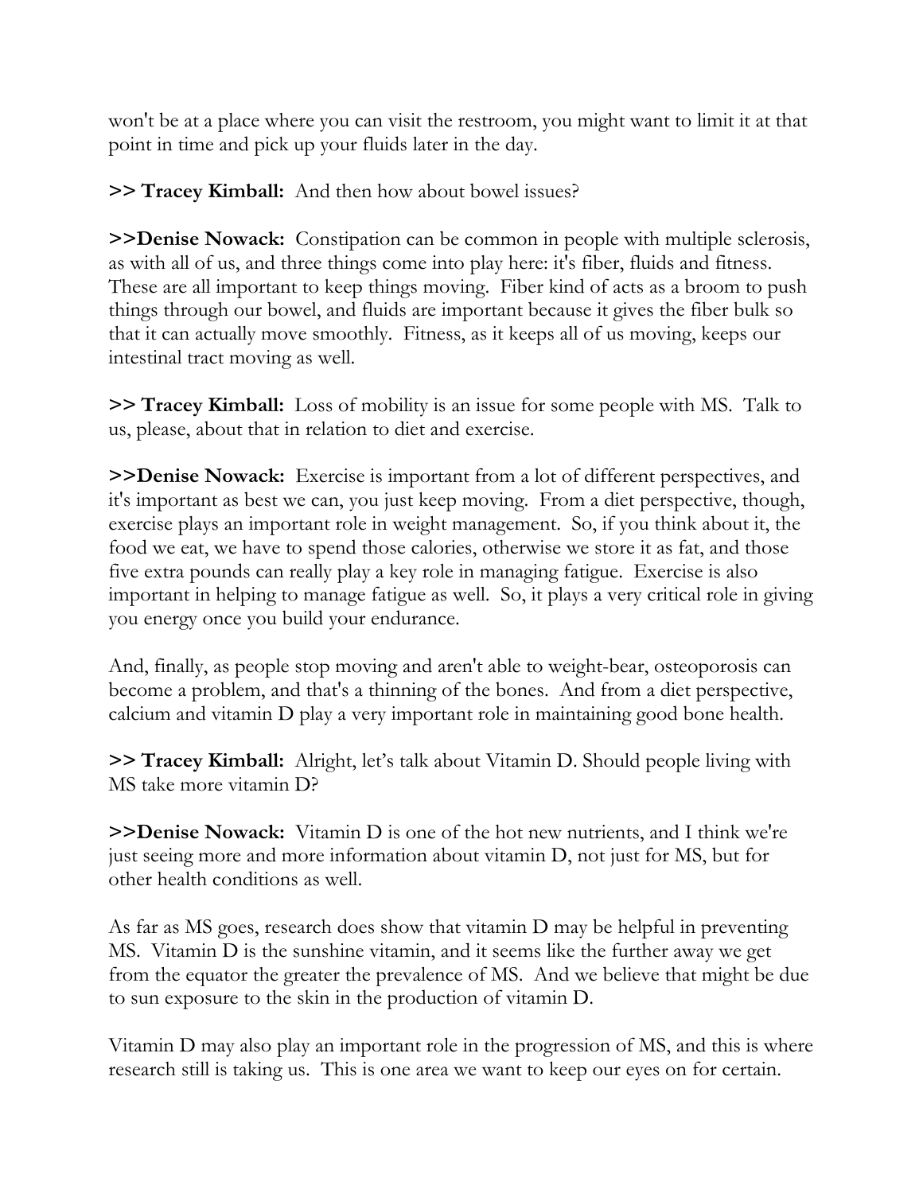won't be at a place where you can visit the restroom, you might want to limit it at that point in time and pick up your fluids later in the day.

**>> Tracey Kimball:** And then how about bowel issues?

**>>Denise Nowack:** Constipation can be common in people with multiple sclerosis, as with all of us, and three things come into play here: it's fiber, fluids and fitness. These are all important to keep things moving. Fiber kind of acts as a broom to push things through our bowel, and fluids are important because it gives the fiber bulk so that it can actually move smoothly. Fitness, as it keeps all of us moving, keeps our intestinal tract moving as well.

**>> Tracey Kimball:** Loss of mobility is an issue for some people with MS. Talk to us, please, about that in relation to diet and exercise.

**>>Denise Nowack:** Exercise is important from a lot of different perspectives, and it's important as best we can, you just keep moving. From a diet perspective, though, exercise plays an important role in weight management. So, if you think about it, the food we eat, we have to spend those calories, otherwise we store it as fat, and those five extra pounds can really play a key role in managing fatigue. Exercise is also important in helping to manage fatigue as well. So, it plays a very critical role in giving you energy once you build your endurance.

And, finally, as people stop moving and aren't able to weight-bear, osteoporosis can become a problem, and that's a thinning of the bones. And from a diet perspective, calcium and vitamin D play a very important role in maintaining good bone health.

**>> Tracey Kimball:** Alright, let's talk about Vitamin D. Should people living with MS take more vitamin D?

**>>Denise Nowack:** Vitamin D is one of the hot new nutrients, and I think we're just seeing more and more information about vitamin D, not just for MS, but for other health conditions as well.

As far as MS goes, research does show that vitamin D may be helpful in preventing MS. Vitamin D is the sunshine vitamin, and it seems like the further away we get from the equator the greater the prevalence of MS. And we believe that might be due to sun exposure to the skin in the production of vitamin D.

Vitamin D may also play an important role in the progression of MS, and this is where research still is taking us. This is one area we want to keep our eyes on for certain.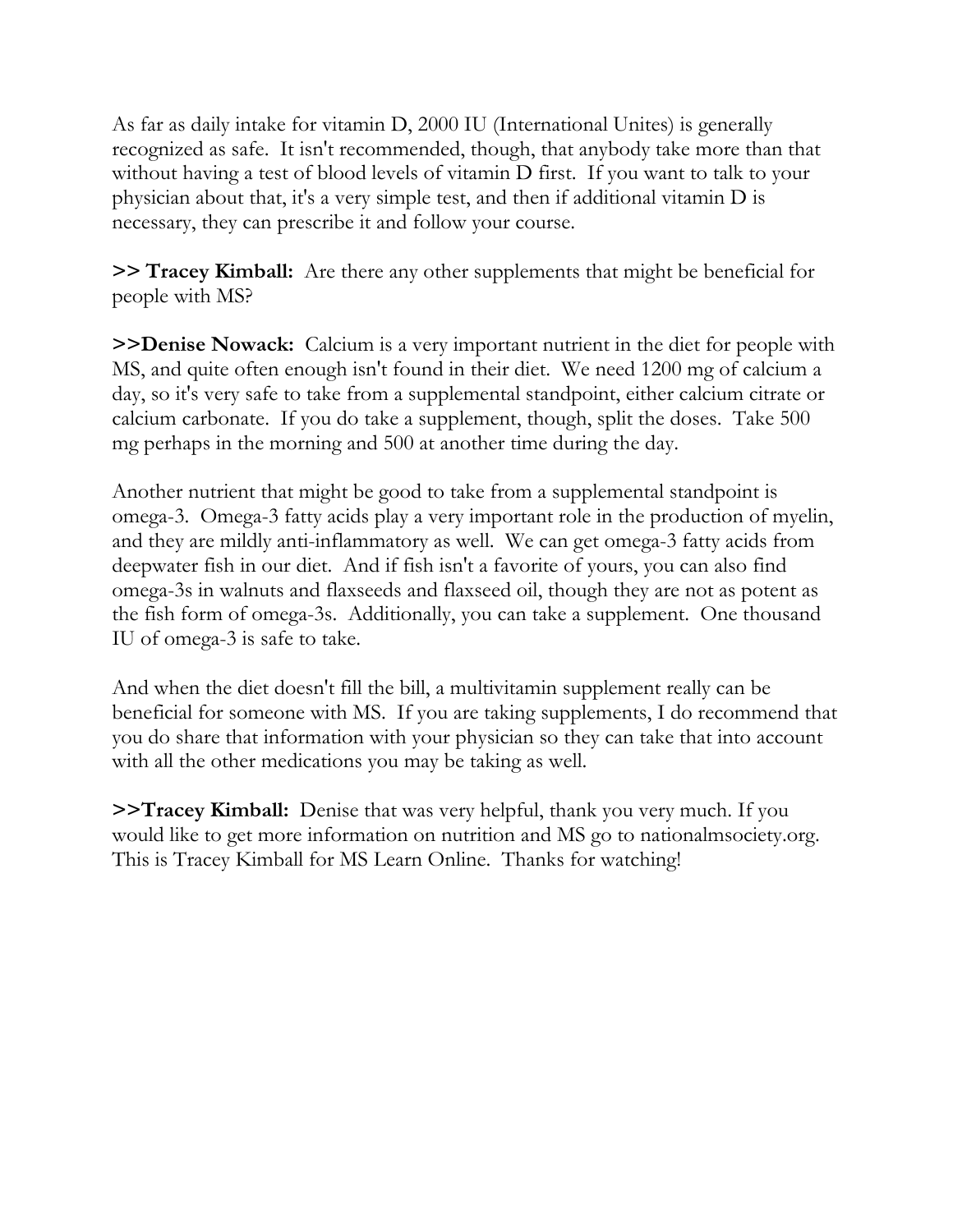As far as daily intake for vitamin D, 2000 IU (International Unites) is generally recognized as safe. It isn't recommended, though, that anybody take more than that without having a test of blood levels of vitamin D first. If you want to talk to your physician about that, it's a very simple test, and then if additional vitamin D is necessary, they can prescribe it and follow your course.

**>> Tracey Kimball:** Are there any other supplements that might be beneficial for people with MS?

**>>Denise Nowack:** Calcium is a very important nutrient in the diet for people with MS, and quite often enough isn't found in their diet. We need 1200 mg of calcium a day, so it's very safe to take from a supplemental standpoint, either calcium citrate or calcium carbonate. If you do take a supplement, though, split the doses. Take 500 mg perhaps in the morning and 500 at another time during the day.

Another nutrient that might be good to take from a supplemental standpoint is omega-3. Omega-3 fatty acids play a very important role in the production of myelin, and they are mildly anti-inflammatory as well. We can get omega-3 fatty acids from deepwater fish in our diet. And if fish isn't a favorite of yours, you can also find omega-3s in walnuts and flaxseeds and flaxseed oil, though they are not as potent as the fish form of omega-3s. Additionally, you can take a supplement. One thousand IU of omega-3 is safe to take.

And when the diet doesn't fill the bill, a multivitamin supplement really can be beneficial for someone with MS. If you are taking supplements, I do recommend that you do share that information with your physician so they can take that into account with all the other medications you may be taking as well.

**>>Tracey Kimball:** Denise that was very helpful, thank you very much. If you would like to get more information on nutrition and MS go to nationalmsociety.org. This is Tracey Kimball for MS Learn Online. Thanks for watching!